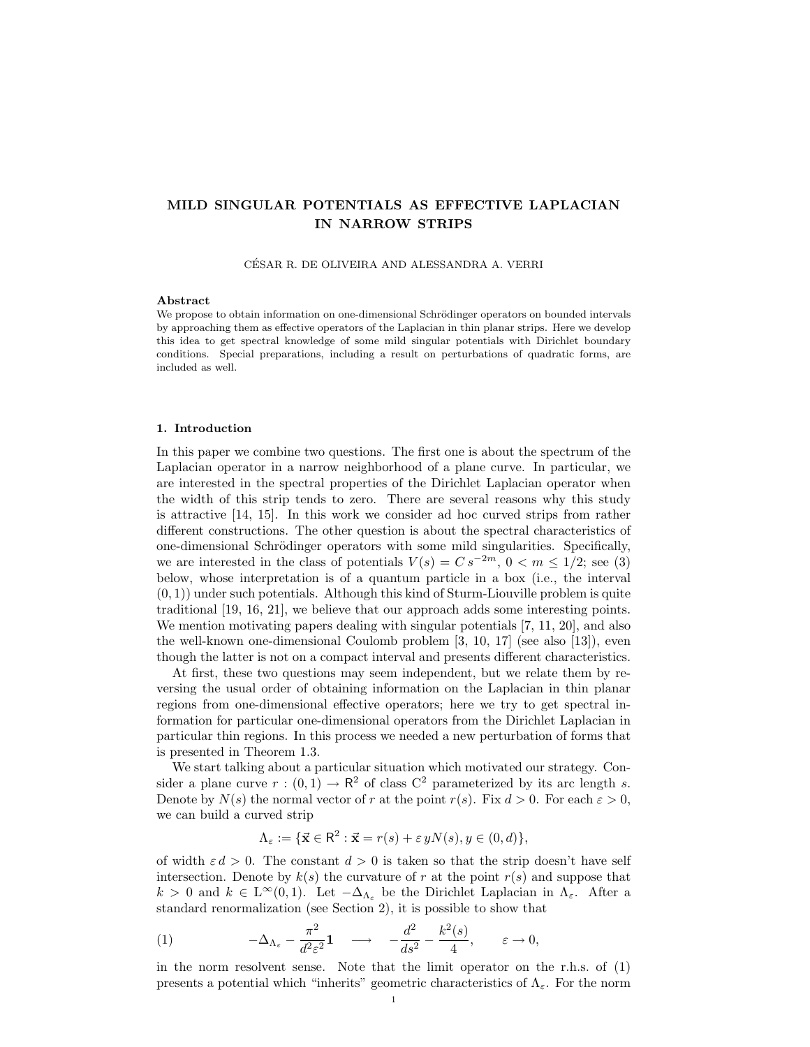# MILD SINGULAR POTENTIALS AS EFFECTIVE LAPLACIAN IN NARROW STRIPS

CÉSAR R. DE OLIVEIRA AND ALESSANDRA A. VERRI

**Abstract**

We propose to obtain information on one-dimensional Schrödinger operators on bounded intervals by approaching them as effective operators of the Laplacian in thin planar strips. Here we develop this idea to get spectral knowledge of some mild singular potentials with Dirichlet boundary conditions. Special preparations, including a result on perturbations of quadratic forms, are included as well.

## 1. Introduction

In this paper we combine two questions. The first one is about the spectrum of the Laplacian operator in a narrow neighborhood of a plane curve. In particular, we are interested in the spectral properties of the Dirichlet Laplacian operator when the width of this strip tends to zero. There are several reasons why this study is attractive [14, 15]. In this work we consider ad hoc curved strips from rather different constructions. The other question is about the spectral characteristics of one-dimensional Schrödinger operators with some mild singularities. Specifically, we are interested in the class of potentials $V(s) = C\, s^{-2m}$, $0 < m \leq 1/2$; see (3) below, whose interpretation is of a quantum particle in a box (i.e., the interval $(0,1)$) under such potentials. Although this kind of Sturm-Liouville problem is quite traditional [19, 16, 21], we believe that our approach adds some interesting points. We mention motivating papers dealing with singular potentials [7, 11, 20], and also the well-known one-dimensional Coulomb problem [3, 10, 17] (see also [13]), even though the latter is not on a compact interval and presents different characteristics.

At first, these two questions may seem independent, but we relate them by reversing the usual order of obtaining information on the Laplacian in thin planar regions from one-dimensional effective operators; here we try to get spectral information for particular one-dimensional operators from the Dirichlet Laplacian in particular thin regions. In this process we needed a new perturbation of forms that is presented in Theorem 1.3.

We start talking about a particular situation which motivated our strategy. Consider a plane curve $r : (0,1) \to \mathsf{R}^2$ of class $\mathrm{C}^2$ parameterized by its arc length $s$. Denote by $N(s)$ the normal vector of $r$ at the point $r(s)$. Fix $d > 0$. For each $\varepsilon > 0$, we can build a curved strip

$$\Lambda_\varepsilon := \{\vec{\mathbf{x}} \in \mathsf{R}^2 : \vec{\mathbf{x}} = r(s) + \varepsilon\, y N(s), y \in (0,d)\},$$

of width $\varepsilon\, d > 0$. The constant $d > 0$ is taken so that the strip doesn't have self intersection. Denote by $k(s)$ the curvature of $r$ at the point $r(s)$ and suppose that $k > 0$ and $k \in \mathrm{L}^\infty(0,1)$. Let $-\Delta_{\Lambda_\varepsilon}$ be the Dirichlet Laplacian in $\Lambda_\varepsilon$. After a standard renormalization (see Section 2), it is possible to show that

$$-\Delta_{\Lambda_\varepsilon} - \frac{\pi^2}{d^2\varepsilon^2}\mathbf{1} \quad \longrightarrow \quad -\frac{d^2}{ds^2} - \frac{k^2(s)}{4}, \qquad \varepsilon \to 0, \tag{1}$$

in the norm resolvent sense. Note that the limit operator on the r.h.s. of (1) presents a potential which "inherits" geometric characteristics of $\Lambda_\varepsilon$. For the norm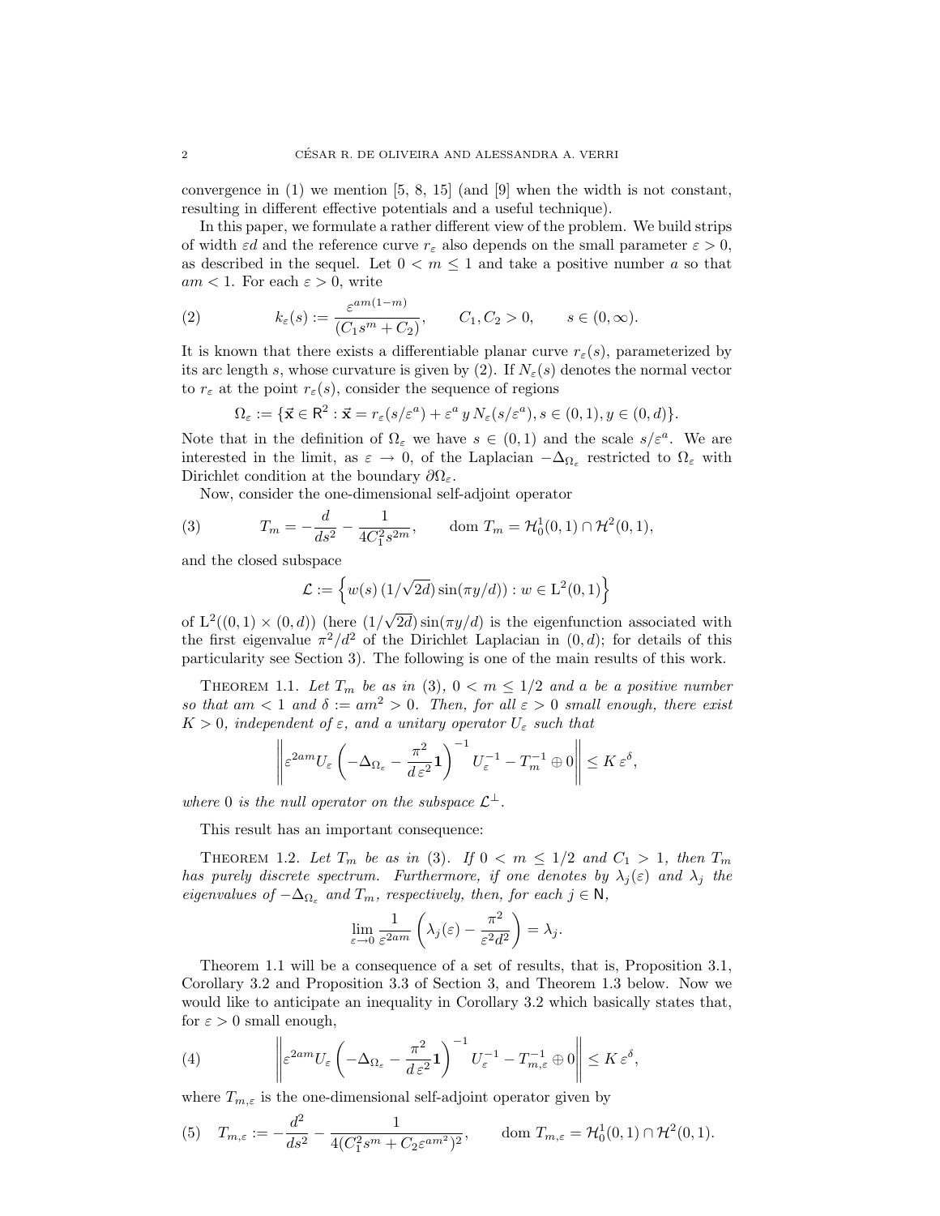convergence in (1) we mention [5, 8, 15] (and [9] when the width is not constant, resulting in different effective potentials and a useful technique).

In this paper, we formulate a rather different view of the problem. We build strips of width $\varepsilon d$ and the reference curve $r_\varepsilon$ also depends on the small parameter $\varepsilon > 0$, as described in the sequel. Let $0 < m \le 1$ and take a positive number $a$ so that $am < 1$. For each $\varepsilon > 0$, write

$$k_\varepsilon(s) := \frac{\varepsilon^{am(1-m)}}{(C_1 s^m + C_2)}, \qquad C_1, C_2 > 0, \qquad s \in (0, \infty). \tag{2}$$

It is known that there exists a differentiable planar curve $r_\varepsilon(s)$, parameterized by its arc length $s$, whose curvature is given by (2). If $N_\varepsilon(s)$ denotes the normal vector to $r_\varepsilon$ at the point $r_\varepsilon(s)$, consider the sequence of regions

$$\Omega_\varepsilon := \{\vec{\mathbf{x}} \in \mathsf{R}^2 : \vec{\mathbf{x}} = r_\varepsilon(s/\varepsilon^a) + \varepsilon^a \, y \, N_\varepsilon(s/\varepsilon^a), s \in (0,1), y \in (0,d)\}.$$

Note that in the definition of $\Omega_\varepsilon$ we have $s \in (0,1)$ and the scale $s/\varepsilon^a$. We are interested in the limit, as $\varepsilon \to 0$, of the Laplacian $-\Delta_{\Omega_\varepsilon}$ restricted to $\Omega_\varepsilon$ with Dirichlet condition at the boundary $\partial\Omega_\varepsilon$.

Now, consider the one-dimensional self-adjoint operator

$$T_m = -\frac{d}{ds^2} - \frac{1}{4C_1^2 s^{2m}}, \qquad \operatorname{dom} T_m = \mathcal{H}_0^1(0,1) \cap \mathcal{H}^2(0,1), \tag{3}$$

and the closed subspace

$$\mathcal{L} := \left\{ w(s) \, (1/\sqrt{2d}) \sin(\pi y/d)) : w \in \mathrm{L}^2(0,1) \right\}$$

of $\mathrm{L}^2((0,1) \times (0,d))$ (here $(1/\sqrt{2d}) \sin(\pi y/d)$ is the eigenfunction associated with the first eigenvalue $\pi^2/d^2$ of the Dirichlet Laplacian in $(0,d)$; for details of this particularity see Section 3). The following is one of the main results of this work.

**Theorem 1.1.** *Let $T_m$ be as in (3), $0 < m \le 1/2$ and $a$ be a positive number so that $am < 1$ and $\delta := am^2 > 0$. Then, for all $\varepsilon > 0$ small enough, there exist $K > 0$, independent of $\varepsilon$, and a unitary operator $U_\varepsilon$ such that*

$$\left\| \varepsilon^{2am} U_\varepsilon \left( -\Delta_{\Omega_\varepsilon} - \frac{\pi^2}{d\,\varepsilon^2} \mathbf{1} \right)^{-1} U_\varepsilon^{-1} - T_m^{-1} \oplus 0 \right\| \le K \, \varepsilon^\delta,$$

*where 0 is the null operator on the subspace $\mathcal{L}^\perp$.*

This result has an important consequence:

**Theorem 1.2.** *Let $T_m$ be as in (3). If $0 < m \le 1/2$ and $C_1 > 1$, then $T_m$ has purely discrete spectrum. Furthermore, if one denotes by $\lambda_j(\varepsilon)$ and $\lambda_j$ the eigenvalues of $-\Delta_{\Omega_\varepsilon}$ and $T_m$, respectively, then, for each $j \in \mathsf{N}$,*

$$\lim_{\varepsilon \to 0} \frac{1}{\varepsilon^{2am}} \left( \lambda_j(\varepsilon) - \frac{\pi^2}{\varepsilon^2 d^2} \right) = \lambda_j.$$

Theorem 1.1 will be a consequence of a set of results, that is, Proposition 3.1, Corollary 3.2 and Proposition 3.3 of Section 3, and Theorem 1.3 below. Now we would like to anticipate an inequality in Corollary 3.2 which basically states that, for $\varepsilon > 0$ small enough,

$$\left\| \varepsilon^{2am} U_\varepsilon \left( -\Delta_{\Omega_\varepsilon} - \frac{\pi^2}{d\,\varepsilon^2} \mathbf{1} \right)^{-1} U_\varepsilon^{-1} - T_{m,\varepsilon}^{-1} \oplus 0 \right\| \le K \, \varepsilon^\delta, \tag{4}$$

where $T_{m,\varepsilon}$ is the one-dimensional self-adjoint operator given by

$$T_{m,\varepsilon} := -\frac{d^2}{ds^2} - \frac{1}{4(C_1^2 s^m + C_2 \varepsilon^{am^2})^2}, \qquad \operatorname{dom} T_{m,\varepsilon} = \mathcal{H}_0^1(0,1) \cap \mathcal{H}^2(0,1). \tag{5}$$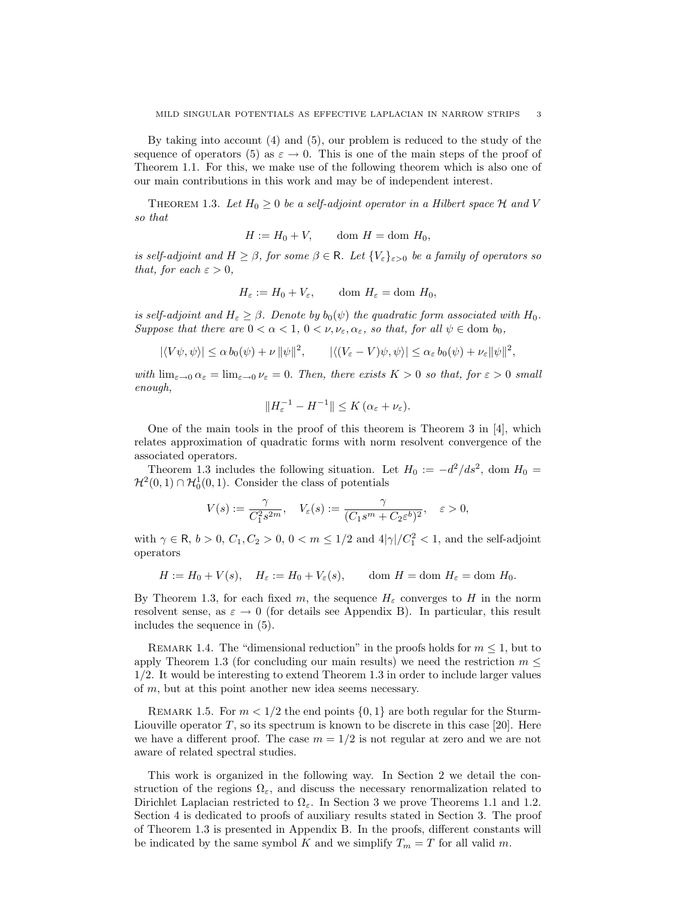By taking into account (4) and (5), our problem is reduced to the study of the sequence of operators (5) as $\varepsilon \to 0$. This is one of the main steps of the proof of Theorem 1.1. For this, we make use of the following theorem which is also one of our main contributions in this work and may be of independent interest.

THEOREM 1.3. *Let $H_0 \geq 0$ be a self-adjoint operator in a Hilbert space $\mathcal{H}$ and $V$ so that*

$$H := H_0 + V, \qquad \text{dom } H = \text{dom } H_0,$$

*is self-adjoint and $H \geq \beta$, for some $\beta \in \mathsf{R}$. Let $\{V_\varepsilon\}_{\varepsilon>0}$ be a family of operators so that, for each $\varepsilon > 0$,*

$$H_\varepsilon := H_0 + V_\varepsilon, \qquad \text{dom } H_\varepsilon = \text{dom } H_0,$$

*is self-adjoint and $H_\varepsilon \geq \beta$. Denote by $b_0(\psi)$ the quadratic form associated with $H_0$. Suppose that there are $0 < \alpha < 1$, $0 < \nu, \nu_\varepsilon, \alpha_\varepsilon$, so that, for all $\psi \in \text{dom } b_0$,*

$$|\langle V\psi, \psi\rangle| \leq \alpha\, b_0(\psi) + \nu\, \|\psi\|^2, \qquad |\langle (V_\varepsilon - V)\psi, \psi\rangle| \leq \alpha_\varepsilon\, b_0(\psi) + \nu_\varepsilon \|\psi\|^2,$$

*with $\lim_{\varepsilon\to 0} \alpha_\varepsilon = \lim_{\varepsilon\to 0} \nu_\varepsilon = 0$. Then, there exists $K > 0$ so that, for $\varepsilon > 0$ small enough,*

$$\|H_\varepsilon^{-1} - H^{-1}\| \leq K\,(\alpha_\varepsilon + \nu_\varepsilon).$$

One of the main tools in the proof of this theorem is Theorem 3 in [4], which relates approximation of quadratic forms with norm resolvent convergence of the associated operators.

Theorem 1.3 includes the following situation. Let $H_0 := -d^2/ds^2$, dom $H_0 = \mathcal{H}^2(0,1) \cap \mathcal{H}^1_0(0,1)$. Consider the class of potentials

$$V(s) := \frac{\gamma}{C_1^2 s^{2m}}, \quad V_\varepsilon(s) := \frac{\gamma}{(C_1 s^m + C_2 \varepsilon^b)^2}, \quad \varepsilon > 0,$$

with $\gamma \in \mathsf{R}$, $b > 0$, $C_1, C_2 > 0$, $0 < m \leq 1/2$ and $4|\gamma|/C_1^2 < 1$, and the self-adjoint operators

$$H := H_0 + V(s), \quad H_\varepsilon := H_0 + V_\varepsilon(s), \qquad \text{dom } H = \text{dom } H_\varepsilon = \text{dom } H_0.$$

By Theorem 1.3, for each fixed $m$, the sequence $H_\varepsilon$ converges to $H$ in the norm resolvent sense, as $\varepsilon \to 0$ (for details see Appendix B). In particular, this result includes the sequence in (5).

REMARK 1.4. The "dimensional reduction" in the proofs holds for $m \leq 1$, but to apply Theorem 1.3 (for concluding our main results) we need the restriction $m \leq 1/2$. It would be interesting to extend Theorem 1.3 in order to include larger values of $m$, but at this point another new idea seems necessary.

REMARK 1.5. For $m < 1/2$ the end points $\{0, 1\}$ are both regular for the Sturm-Liouville operator $T$, so its spectrum is known to be discrete in this case [20]. Here we have a different proof. The case $m = 1/2$ is not regular at zero and we are not aware of related spectral studies.

This work is organized in the following way. In Section 2 we detail the construction of the regions $\Omega_\varepsilon$, and discuss the necessary renormalization related to Dirichlet Laplacian restricted to $\Omega_\varepsilon$. In Section 3 we prove Theorems 1.1 and 1.2. Section 4 is dedicated to proofs of auxiliary results stated in Section 3. The proof of Theorem 1.3 is presented in Appendix B. In the proofs, different constants will be indicated by the same symbol $K$ and we simplify $T_m = T$ for all valid $m$.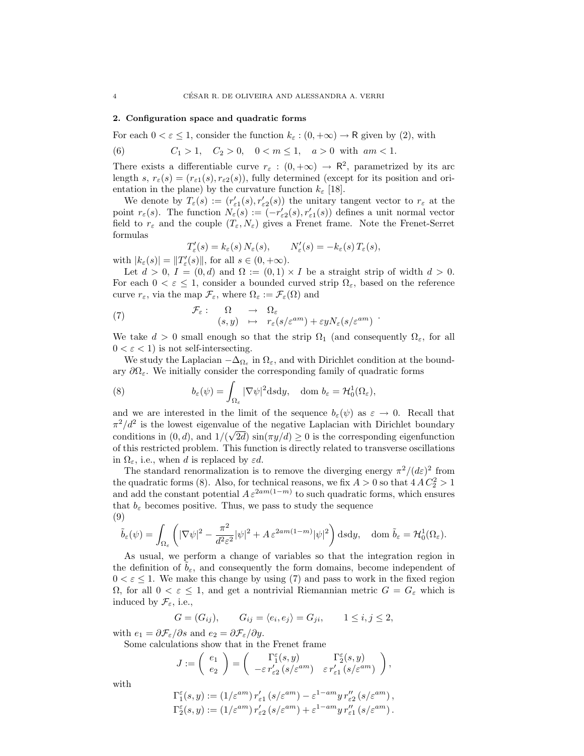## 2. Configuration space and quadratic forms

For each $0 < \varepsilon \le 1$, consider the function $k_\varepsilon : (0, +\infty) \to \mathsf{R}$ given by (2), with

$$C_1 > 1, \quad C_2 > 0, \quad 0 < m \le 1, \quad a > 0 \text{ with } am < 1. \tag{6}$$

There exists a differentiable curve $r_\varepsilon : (0, +\infty) \to \mathsf{R}^2$, parametrized by its arc length $s$, $r_\varepsilon(s) = (r_{\varepsilon 1}(s), r_{\varepsilon 2}(s))$, fully determined (except for its position and orientation in the plane) by the curvature function $k_\varepsilon$ [18].

We denote by $T_\varepsilon(s) := (r'_{\varepsilon 1}(s), r'_{\varepsilon 2}(s))$ the unitary tangent vector to $r_\varepsilon$ at the point $r_\varepsilon(s)$. The function $N_\varepsilon(s) := (-r'_{\varepsilon 2}(s), r'_{\varepsilon 1}(s))$ defines a unit normal vector field to $r_\varepsilon$ and the couple $(T_\varepsilon, N_\varepsilon)$ gives a Frenet frame. Note the Frenet-Serret formulas

$$T'_\varepsilon(s) = k_\varepsilon(s)\, N_\varepsilon(s), \qquad N'_\varepsilon(s) = -k_\varepsilon(s)\, T_\varepsilon(s),$$

with $|k_\varepsilon(s)| = \|T'_\varepsilon(s)\|$, for all $s \in (0, +\infty)$.

Let $d > 0$, $I = (0, d)$ and $\Omega := (0,1) \times I$ be a straight strip of width $d > 0$. For each $0 < \varepsilon \le 1$, consider a bounded curved strip $\Omega_\varepsilon$, based on the reference curve $r_\varepsilon$, via the map $\mathcal{F}_\varepsilon$, where $\Omega_\varepsilon := \mathcal{F}_\varepsilon(\Omega)$ and

$$\begin{array}{llll} \mathcal{F}_\varepsilon : & \Omega & \to & \Omega_\varepsilon \\ & (s, y) & \mapsto & r_\varepsilon(s/\varepsilon^{am}) + \varepsilon y N_\varepsilon(s/\varepsilon^{am}) \end{array}. \tag{7}$$

We take $d > 0$ small enough so that the strip $\Omega_1$ (and consequently $\Omega_\varepsilon$, for all $0 < \varepsilon < 1$) is not self-intersecting.

We study the Laplacian $-\Delta_{\Omega_\varepsilon}$ in $\Omega_\varepsilon$, and with Dirichlet condition at the boundary $\partial\Omega_\varepsilon$. We initially consider the corresponding family of quadratic forms

$$b_\varepsilon(\psi) = \int_{\Omega_\varepsilon} |\nabla \psi|^2 \mathrm{d}s\mathrm{d}y, \quad \mathrm{dom}\ b_\varepsilon = \mathcal{H}^1_0(\Omega_\varepsilon), \tag{8}$$

and we are interested in the limit of the sequence $b_\varepsilon(\psi)$ as $\varepsilon \to 0$. Recall that $\pi^2/d^2$ is the lowest eigenvalue of the negative Laplacian with Dirichlet boundary conditions in $(0, d)$, and $1/(\sqrt{2d})\,\sin(\pi y/d) \ge 0$ is the corresponding eigenfunction of this restricted problem. This function is directly related to transverse oscillations in $\Omega_\varepsilon$, i.e., when $d$ is replaced by $\varepsilon d$.

The standard renormalization is to remove the diverging energy $\pi^2/(d\varepsilon)^2$ from the quadratic forms (8). Also, for technical reasons, we fix $A > 0$ so that $4\,A\,C_2^2 > 1$ and add the constant potential $A\,\varepsilon^{2am(1-m)}$ to such quadratic forms, which ensures that $b_\varepsilon$ becomes positive. Thus, we pass to study the sequence

$$\tilde{b}_\varepsilon(\psi) = \int_{\Omega_\varepsilon} \left( |\nabla\psi|^2 - \frac{\pi^2}{d^2\varepsilon^2}|\psi|^2 + A\,\varepsilon^{2am(1-m)}|\psi|^2 \right) \mathrm{d}s\mathrm{d}y, \quad \mathrm{dom}\ \tilde{b}_\varepsilon = \mathcal{H}^1_0(\Omega_\varepsilon). \tag{9}$$

As usual, we perform a change of variables so that the integration region in the definition of $\tilde{b}_\varepsilon$, and consequently the form domains, become independent of $0 < \varepsilon \le 1$. We make this change by using (7) and pass to work in the fixed region $\Omega$, for all $0 < \varepsilon \le 1$, and get a nontrivial Riemannian metric $G = G_\varepsilon$ which is induced by $\mathcal{F}_\varepsilon$, i.e.,

$$G = (G_{ij}), \qquad G_{ij} = \langle e_i, e_j \rangle = G_{ji}, \qquad 1 \le i, j \le 2,$$

with $e_1 = \partial\mathcal{F}_\varepsilon/\partial s$ and $e_2 = \partial\mathcal{F}_\varepsilon/\partial y$.

Some calculations show that in the Frenet frame

$$J := \begin{pmatrix} e_1 \\ e_2 \end{pmatrix} = \begin{pmatrix} \Gamma_1^\varepsilon(s,y) & \Gamma_2^\varepsilon(s,y) \\ -\varepsilon\, r'_{\varepsilon 2}\,(s/\varepsilon^{am}) & \varepsilon\, r'_{\varepsilon 1}\,(s/\varepsilon^{am}) \end{pmatrix},$$

with

$$\Gamma_1^\varepsilon(s,y) := (1/\varepsilon^{am})\, r'_{\varepsilon 1}\,(s/\varepsilon^{am}) - \varepsilon^{1-am} y\, r''_{\varepsilon 2}\,(s/\varepsilon^{am}),$$
$$\Gamma_2^\varepsilon(s,y) := (1/\varepsilon^{am})\, r'_{\varepsilon 2}\,(s/\varepsilon^{am}) + \varepsilon^{1-am} y\, r''_{\varepsilon 1}\,(s/\varepsilon^{am}).$$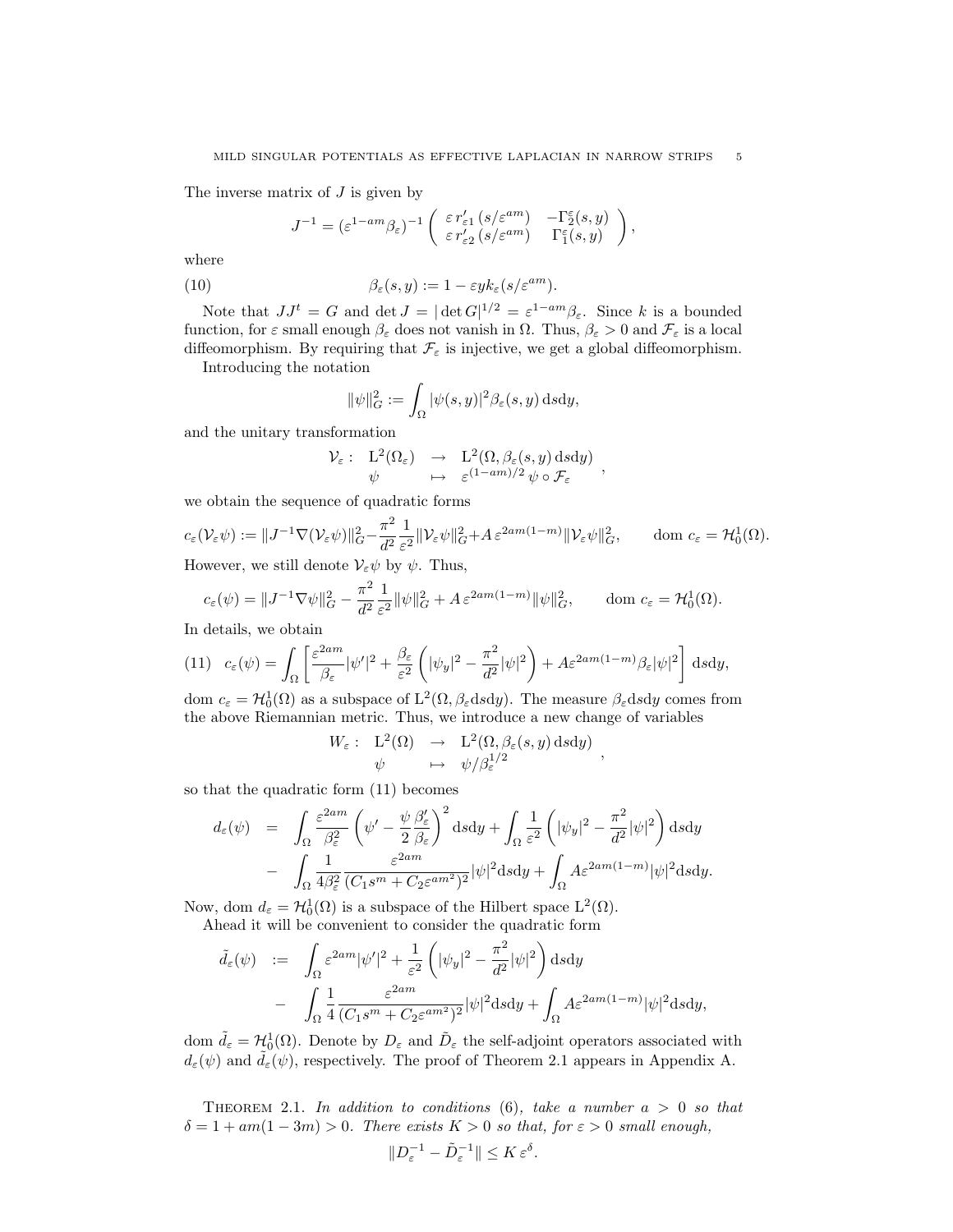The inverse matrix of $J$ is given by

$$J^{-1} = (\varepsilon^{1-am}\beta_\varepsilon)^{-1} \begin{pmatrix} \varepsilon\, r'_{\varepsilon 1}(s/\varepsilon^{am}) & -\Gamma_2^\varepsilon(s,y) \\ \varepsilon\, r'_{\varepsilon 2}(s/\varepsilon^{am}) & \Gamma_1^\varepsilon(s,y) \end{pmatrix},$$

where

$$\beta_\varepsilon(s,y) := 1 - \varepsilon y k_\varepsilon(s/\varepsilon^{am}). \tag{10}$$

Note that $JJ^t = G$ and $\det J = |\det G|^{1/2} = \varepsilon^{1-am}\beta_\varepsilon$. Since $k$ is a bounded function, for $\varepsilon$ small enough $\beta_\varepsilon$ does not vanish in $\Omega$. Thus, $\beta_\varepsilon > 0$ and $\mathcal{F}_\varepsilon$ is a local diffeomorphism. By requiring that $\mathcal{F}_\varepsilon$ is injective, we get a global diffeomorphism.

Introducing the notation

$$\|\psi\|_G^2 := \int_\Omega |\psi(s,y)|^2 \beta_\varepsilon(s,y)\,\mathrm{d}s\mathrm{d}y,$$

and the unitary transformation

$$\begin{array}{rccl} \mathcal{V}_\varepsilon: & \mathrm{L}^2(\Omega_\varepsilon) & \to & \mathrm{L}^2(\Omega, \beta_\varepsilon(s,y)\,\mathrm{d}s\mathrm{d}y) \\ & \psi & \mapsto & \varepsilon^{(1-am)/2}\,\psi\circ\mathcal{F}_\varepsilon \end{array},$$

we obtain the sequence of quadratic forms

$$c_\varepsilon(\mathcal{V}_\varepsilon\psi) := \|J^{-1}\nabla(\mathcal{V}_\varepsilon\psi)\|_G^2 - \frac{\pi^2}{d^2}\frac{1}{\varepsilon^2}\|\mathcal{V}_\varepsilon\psi\|_G^2 + A\,\varepsilon^{2am(1-m)}\|\mathcal{V}_\varepsilon\psi\|_G^2, \qquad \mathrm{dom}\ c_\varepsilon = \mathcal{H}_0^1(\Omega).$$

However, we still denote $\mathcal{V}_\varepsilon\psi$ by $\psi$. Thus,

$$c_\varepsilon(\psi) = \|J^{-1}\nabla\psi\|_G^2 - \frac{\pi^2}{d^2}\frac{1}{\varepsilon^2}\|\psi\|_G^2 + A\,\varepsilon^{2am(1-m)}\|\psi\|_G^2, \qquad \mathrm{dom}\ c_\varepsilon = \mathcal{H}_0^1(\Omega).$$

In details, we obtain

$$c_\varepsilon(\psi) = \int_\Omega \left[\frac{\varepsilon^{2am}}{\beta_\varepsilon}|\psi'|^2 + \frac{\beta_\varepsilon}{\varepsilon^2}\left(|\psi_y|^2 - \frac{\pi^2}{d^2}|\psi|^2\right) + A\varepsilon^{2am(1-m)}\beta_\varepsilon|\psi|^2\right]\mathrm{d}s\mathrm{d}y, \tag{11}$$

$\mathrm{dom}\ c_\varepsilon = \mathcal{H}_0^1(\Omega)$ as a subspace of $\mathrm{L}^2(\Omega, \beta_\varepsilon \mathrm{d}s\mathrm{d}y)$. The measure $\beta_\varepsilon \mathrm{d}s\mathrm{d}y$ comes from the above Riemannian metric. Thus, we introduce a new change of variables

$$\begin{array}{rccl} W_\varepsilon: & \mathrm{L}^2(\Omega) & \to & \mathrm{L}^2(\Omega, \beta_\varepsilon(s,y)\,\mathrm{d}s\mathrm{d}y) \\ & \psi & \mapsto & \psi/\beta_\varepsilon^{1/2} \end{array},$$

so that the quadratic form (11) becomes

$$\begin{aligned} d_\varepsilon(\psi) &= \int_\Omega \frac{\varepsilon^{2am}}{\beta_\varepsilon^2}\left(\psi' - \frac{\psi}{2}\frac{\beta'_\varepsilon}{\beta_\varepsilon}\right)^2 \mathrm{d}s\mathrm{d}y + \int_\Omega \frac{1}{\varepsilon^2}\left(|\psi_y|^2 - \frac{\pi^2}{d^2}|\psi|^2\right)\mathrm{d}s\mathrm{d}y \\ &- \int_\Omega \frac{1}{4\beta_\varepsilon^2}\frac{\varepsilon^{2am}}{(C_1 s^m + C_2\varepsilon^{am^2})^2}|\psi|^2 \mathrm{d}s\mathrm{d}y + \int_\Omega A\varepsilon^{2am(1-m)}|\psi|^2\mathrm{d}s\mathrm{d}y. \end{aligned}$$

Now, $\mathrm{dom}\ d_\varepsilon = \mathcal{H}_0^1(\Omega)$ is a subspace of the Hilbert space $\mathrm{L}^2(\Omega)$.

Ahead it will be convenient to consider the quadratic form

$$\begin{aligned} \tilde{d}_\varepsilon(\psi) &:= \int_\Omega \varepsilon^{2am}|\psi'|^2 + \frac{1}{\varepsilon^2}\left(|\psi_y|^2 - \frac{\pi^2}{d^2}|\psi|^2\right)\mathrm{d}s\mathrm{d}y \\ &- \int_\Omega \frac{1}{4}\frac{\varepsilon^{2am}}{(C_1 s^m + C_2\varepsilon^{am^2})^2}|\psi|^2\mathrm{d}s\mathrm{d}y + \int_\Omega A\varepsilon^{2am(1-m)}|\psi|^2\mathrm{d}s\mathrm{d}y, \end{aligned}$$

$\mathrm{dom}\ \tilde{d}_\varepsilon = \mathcal{H}_0^1(\Omega)$. Denote by $D_\varepsilon$ and $\tilde{D}_\varepsilon$ the self-adjoint operators associated with $d_\varepsilon(\psi)$ and $\tilde{d}_\varepsilon(\psi)$, respectively. The proof of Theorem 2.1 appears in Appendix A.

**Theorem 2.1.** *In addition to conditions (6), take a number $a > 0$ so that $\delta = 1 + am(1-3m) > 0$. There exists $K > 0$ so that, for $\varepsilon > 0$ small enough,*

$$\|D_\varepsilon^{-1} - \tilde{D}_\varepsilon^{-1}\| \le K\,\varepsilon^\delta.$$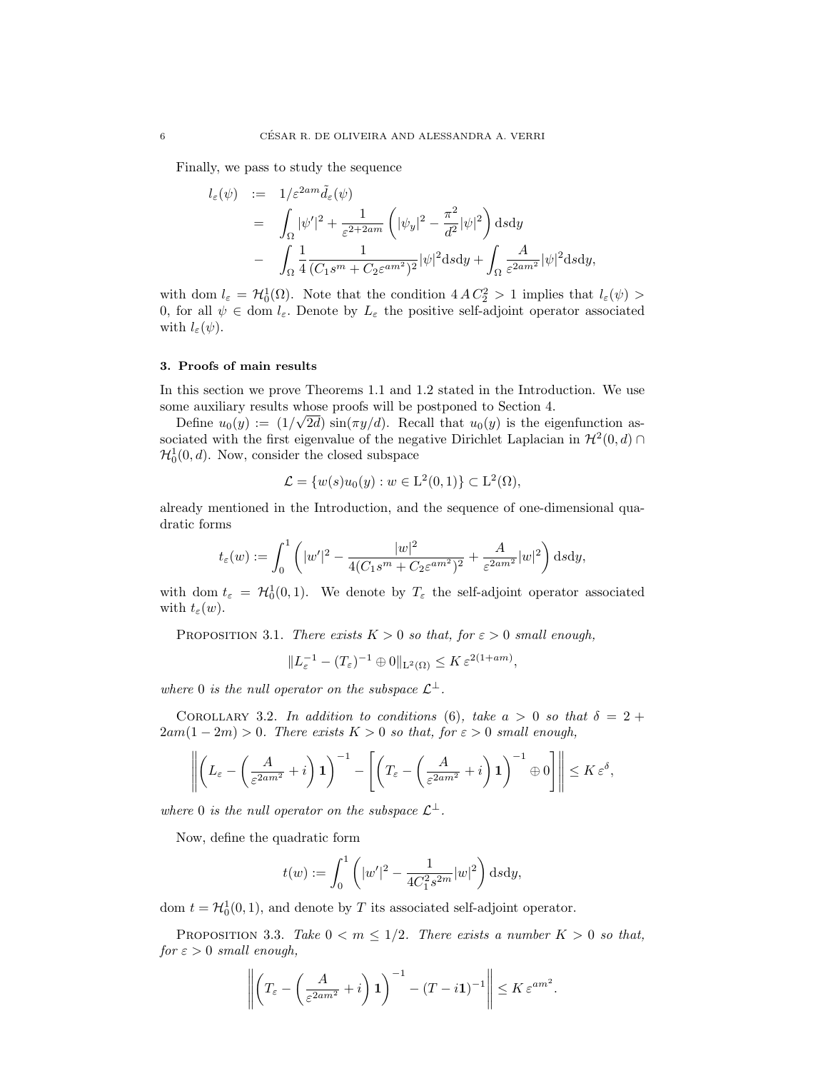Finally, we pass to study the sequence

$$
\begin{aligned}
l_\varepsilon(\psi) &:= 1/\varepsilon^{2am}\tilde{d}_\varepsilon(\psi)\\
&= \int_\Omega |\psi'|^2 + \frac{1}{\varepsilon^{2+2am}}\left(|\psi_y|^2 - \frac{\pi^2}{d^2}|\psi|^2\right)\mathrm{d}s\mathrm{d}y\\
&- \int_\Omega \frac{1}{4}\frac{1}{(C_1 s^m + C_2\varepsilon^{am^2})^2}|\psi|^2\mathrm{d}s\mathrm{d}y + \int_\Omega \frac{A}{\varepsilon^{2am^2}}|\psi|^2\mathrm{d}s\mathrm{d}y,
\end{aligned}
$$

with dom $l_\varepsilon = \mathcal{H}_0^1(\Omega)$. Note that the condition $4\,A\,C_2^2 > 1$ implies that $l_\varepsilon(\psi) > 0$, for all $\psi \in \operatorname{dom} l_\varepsilon$. Denote by $L_\varepsilon$ the positive self-adjoint operator associated with $l_\varepsilon(\psi)$.

### 3. Proofs of main results

In this section we prove Theorems 1.1 and 1.2 stated in the Introduction. We use some auxiliary results whose proofs will be postponed to Section 4.

Define $u_0(y) := (1/\sqrt{2d})\,\sin(\pi y/d)$. Recall that $u_0(y)$ is the eigenfunction associated with the first eigenvalue of the negative Dirichlet Laplacian in $\mathcal{H}^2(0,d)\cap\mathcal{H}_0^1(0,d)$. Now, consider the closed subspace

$$
\mathcal{L} = \{w(s)u_0(y) : w \in \mathrm{L}^2(0,1)\} \subset \mathrm{L}^2(\Omega),
$$

already mentioned in the Introduction, and the sequence of one-dimensional quadratic forms

$$
t_\varepsilon(w) := \int_0^1 \left(|w'|^2 - \frac{|w|^2}{4(C_1 s^m + C_2\varepsilon^{am^2})^2} + \frac{A}{\varepsilon^{2am^2}}|w|^2\right)\mathrm{d}s\mathrm{d}y,
$$

with dom $t_\varepsilon = \mathcal{H}_0^1(0,1)$. We denote by $T_\varepsilon$ the self-adjoint operator associated with $t_\varepsilon(w)$.

Proposition 3.1. *There exists $K > 0$ so that, for $\varepsilon > 0$ small enough,*

$$
\|L_\varepsilon^{-1} - (T_\varepsilon)^{-1} \oplus 0\|_{\mathrm{L}^2(\Omega)} \le K\,\varepsilon^{2(1+am)},
$$

*where 0 is the null operator on the subspace $\mathcal{L}^\perp$.*

Corollary 3.2. *In addition to conditions (6), take $a > 0$ so that $\delta = 2 + 2am(1-2m) > 0$. There exists $K > 0$ so that, for $\varepsilon > 0$ small enough,*

$$
\left\| \left(L_\varepsilon - \left(\frac{A}{\varepsilon^{2am^2}} + i\right)\mathbf{1}\right)^{-1} - \left[\left(T_\varepsilon - \left(\frac{A}{\varepsilon^{2am^2}} + i\right)\mathbf{1}\right)^{-1} \oplus 0\right]\right\| \le K\,\varepsilon^\delta,
$$

*where 0 is the null operator on the subspace $\mathcal{L}^\perp$.*

Now, define the quadratic form

$$
t(w) := \int_0^1 \left(|w'|^2 - \frac{1}{4C_1^2 s^{2m}}|w|^2\right)\mathrm{d}s\mathrm{d}y,
$$

dom $t = \mathcal{H}_0^1(0,1)$, and denote by $T$ its associated self-adjoint operator.

Proposition 3.3. *Take $0 < m \le 1/2$. There exists a number $K > 0$ so that, for $\varepsilon > 0$ small enough,*

$$
\left\| \left(T_\varepsilon - \left(\frac{A}{\varepsilon^{2am^2}} + i\right)\mathbf{1}\right)^{-1} - (T - i\mathbf{1})^{-1}\right\| \le K\,\varepsilon^{am^2}.
$$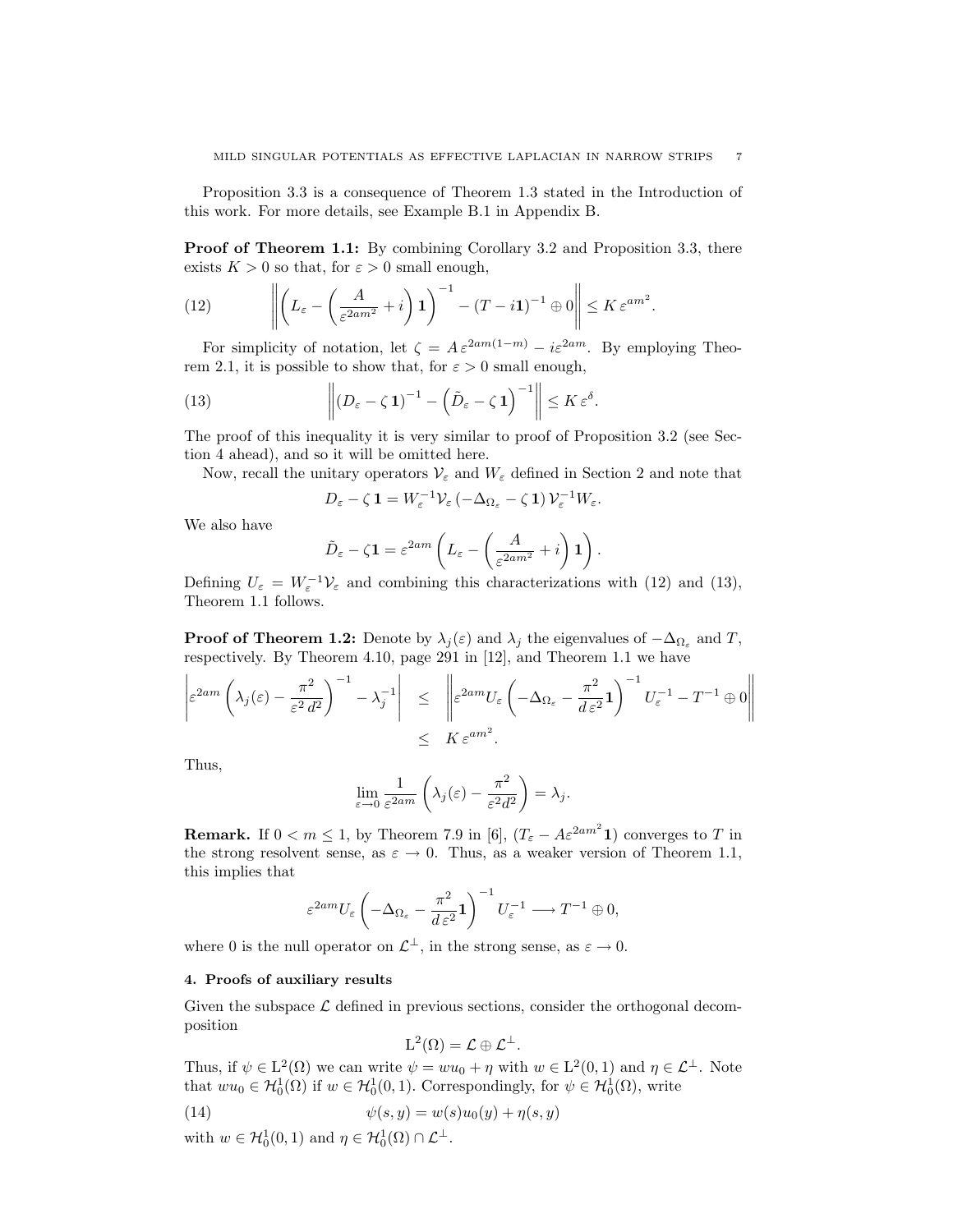Proposition 3.3 is a consequence of Theorem 1.3 stated in the Introduction of this work. For more details, see Example B.1 in Appendix B.

**Proof of Theorem 1.1:** By combining Corollary 3.2 and Proposition 3.3, there exists $K > 0$ so that, for $\varepsilon > 0$ small enough,

$$\left\| \left( L_\varepsilon - \left( \frac{A}{\varepsilon^{2am^2}} + i \right) \mathbf{1} \right)^{-1} - (T - i\mathbf{1})^{-1} \oplus 0 \right\| \leq K\, \varepsilon^{am^2}. \tag{12}$$

For simplicity of notation, let $\zeta = A\, \varepsilon^{2am(1-m)} - i\varepsilon^{2am}$. By employing Theorem 2.1, it is possible to show that, for $\varepsilon > 0$ small enough,

$$\left\| (D_\varepsilon - \zeta\,\mathbf{1})^{-1} - \left( \tilde{D}_\varepsilon - \zeta\,\mathbf{1} \right)^{-1} \right\| \leq K\, \varepsilon^{\delta}. \tag{13}$$

The proof of this inequality it is very similar to proof of Proposition 3.2 (see Section 4 ahead), and so it will be omitted here.

Now, recall the unitary operators $\mathcal{V}_\varepsilon$ and $W_\varepsilon$ defined in Section 2 and note that

$$D_\varepsilon - \zeta\,\mathbf{1} = W_\varepsilon^{-1} \mathcal{V}_\varepsilon \left( -\Delta_{\Omega_\varepsilon} - \zeta\,\mathbf{1} \right) \mathcal{V}_\varepsilon^{-1} W_\varepsilon.$$

We also have

$$\tilde{D}_\varepsilon - \zeta \mathbf{1} = \varepsilon^{2am} \left( L_\varepsilon - \left( \frac{A}{\varepsilon^{2am^2}} + i \right) \mathbf{1} \right).$$

Defining $U_\varepsilon = W_\varepsilon^{-1} \mathcal{V}_\varepsilon$ and combining this characterizations with (12) and (13), Theorem 1.1 follows.

**Proof of Theorem 1.2:** Denote by $\lambda_j(\varepsilon)$ and $\lambda_j$ the eigenvalues of $-\Delta_{\Omega_\varepsilon}$ and $T$, respectively. By Theorem 4.10, page 291 in [12], and Theorem 1.1 we have

$$\begin{aligned}
\left| \varepsilon^{2am} \left( \lambda_j(\varepsilon) - \frac{\pi^2}{\varepsilon^2\, d^2} \right)^{-1} - \lambda_j^{-1} \right| \quad &\leq \quad \left\| \varepsilon^{2am} U_\varepsilon \left( -\Delta_{\Omega_\varepsilon} - \frac{\pi^2}{d\, \varepsilon^2} \mathbf{1} \right)^{-1} U_\varepsilon^{-1} - T^{-1} \oplus 0 \right\| \\
&\leq \quad K\, \varepsilon^{am^2}.
\end{aligned}$$

Thus,

$$\lim_{\varepsilon \to 0} \frac{1}{\varepsilon^{2am}} \left( \lambda_j(\varepsilon) - \frac{\pi^2}{\varepsilon^2 d^2} \right) = \lambda_j.$$

**Remark.** If $0 < m \leq 1$, by Theorem 7.9 in [6], $(T_\varepsilon - A\varepsilon^{2am^2}\mathbf{1})$ converges to $T$ in the strong resolvent sense, as $\varepsilon \to 0$. Thus, as a weaker version of Theorem 1.1, this implies that

$$\varepsilon^{2am} U_\varepsilon \left( -\Delta_{\Omega_\varepsilon} - \frac{\pi^2}{d\, \varepsilon^2} \mathbf{1} \right)^{-1} U_\varepsilon^{-1} \longrightarrow T^{-1} \oplus 0,$$

where 0 is the null operator on $\mathcal{L}^\perp$, in the strong sense, as $\varepsilon \to 0$.

#### 4. Proofs of auxiliary results

Given the subspace $\mathcal{L}$ defined in previous sections, consider the orthogonal decomposition

$$\mathrm{L}^2(\Omega) = \mathcal{L} \oplus \mathcal{L}^\perp.$$

Thus, if $\psi \in \mathrm{L}^2(\Omega)$ we can write $\psi = w u_0 + \eta$ with $w \in \mathrm{L}^2(0,1)$ and $\eta \in \mathcal{L}^\perp$. Note that $w u_0 \in \mathcal{H}_0^1(\Omega)$ if $w \in \mathcal{H}_0^1(0,1)$. Correspondingly, for $\psi \in \mathcal{H}_0^1(\Omega)$, write

$$\psi(s,y) = w(s) u_0(y) + \eta(s,y) \tag{14}$$

with $w \in \mathcal{H}_0^1(0,1)$ and $\eta \in \mathcal{H}_0^1(\Omega) \cap \mathcal{L}^\perp$.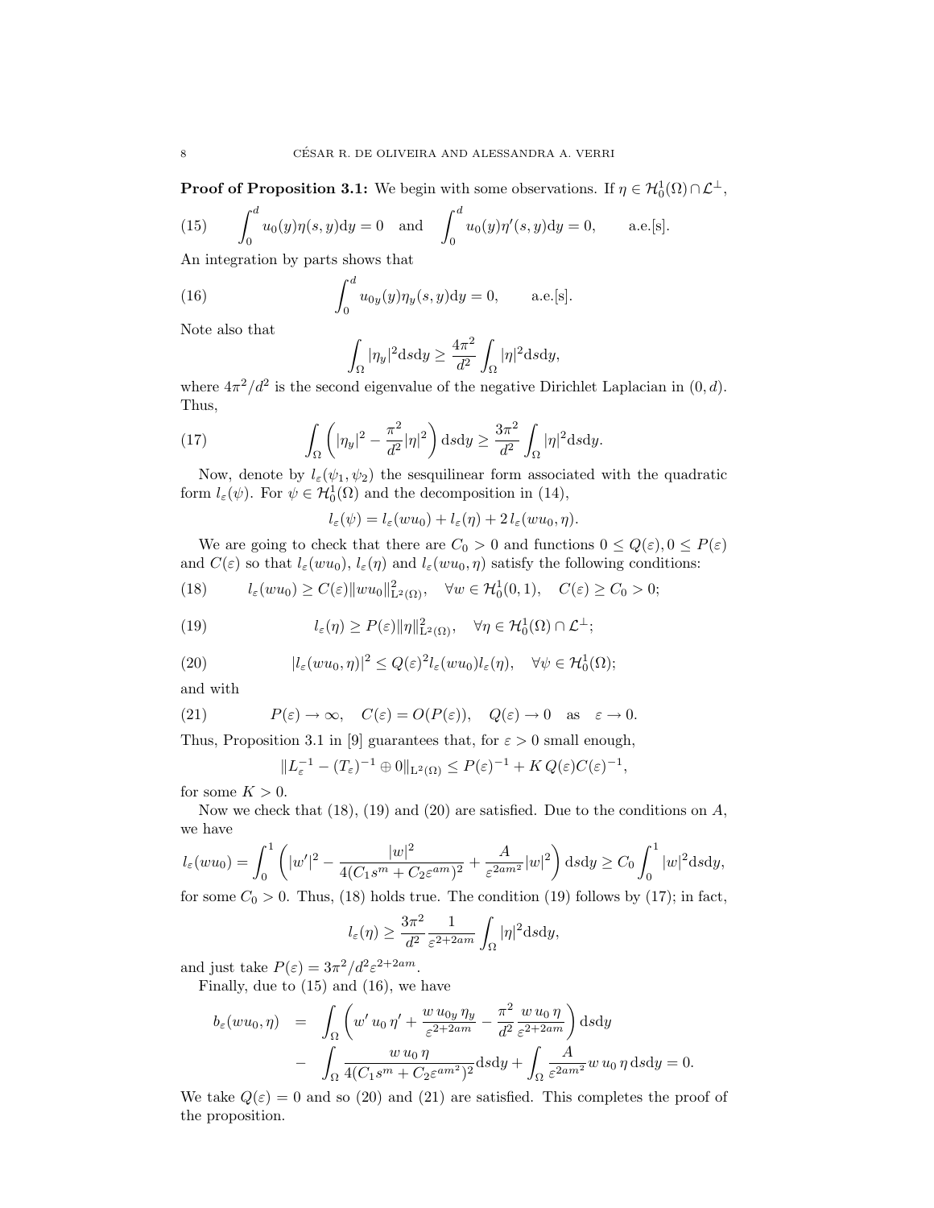**Proof of Proposition 3.1:** We begin with some observations. If $\eta \in \mathcal{H}_0^1(\Omega) \cap \mathcal{L}^\perp$,

$$\int_0^d u_0(y)\eta(s,y)\mathrm{d}y = 0 \quad \text{and} \quad \int_0^d u_0(y)\eta'(s,y)\mathrm{d}y = 0, \qquad \text{a.e.[s].} \tag{15}$$

An integration by parts shows that

$$\int_0^d u_{0y}(y)\eta_y(s,y)\mathrm{d}y = 0, \qquad \text{a.e.[s].} \tag{16}$$

Note also that

$$\int_\Omega |\eta_y|^2 \mathrm{d}s\mathrm{d}y \geq \frac{4\pi^2}{d^2}\int_\Omega |\eta|^2 \mathrm{d}s\mathrm{d}y,$$

where $4\pi^2/d^2$ is the second eigenvalue of the negative Dirichlet Laplacian in $(0,d)$. Thus,

$$\int_\Omega \left(|\eta_y|^2 - \frac{\pi^2}{d^2}|\eta|^2\right)\mathrm{d}s\mathrm{d}y \geq \frac{3\pi^2}{d^2}\int_\Omega |\eta|^2 \mathrm{d}s\mathrm{d}y. \tag{17}$$

Now, denote by $l_\varepsilon(\psi_1,\psi_2)$ the sesquilinear form associated with the quadratic form $l_\varepsilon(\psi)$. For $\psi \in \mathcal{H}_0^1(\Omega)$ and the decomposition in (14),

$$l_\varepsilon(\psi) = l_\varepsilon(wu_0) + l_\varepsilon(\eta) + 2\, l_\varepsilon(wu_0,\eta).$$

We are going to check that there are $C_0 > 0$ and functions $0 \leq Q(\varepsilon), 0 \leq P(\varepsilon)$ and $C(\varepsilon)$ so that $l_\varepsilon(wu_0)$, $l_\varepsilon(\eta)$ and $l_\varepsilon(wu_0,\eta)$ satisfy the following conditions:

$$l_\varepsilon(wu_0) \geq C(\varepsilon)\|wu_0\|^2_{\mathrm{L}^2(\Omega)}, \quad \forall w \in \mathcal{H}_0^1(0,1), \quad C(\varepsilon) \geq C_0 > 0; \tag{18}$$

$$l_\varepsilon(\eta) \geq P(\varepsilon)\|\eta\|^2_{\mathrm{L}^2(\Omega)}, \quad \forall \eta \in \mathcal{H}_0^1(\Omega) \cap \mathcal{L}^\perp; \tag{19}$$

$$|l_\varepsilon(wu_0,\eta)|^2 \leq Q(\varepsilon)^2 l_\varepsilon(wu_0) l_\varepsilon(\eta), \quad \forall \psi \in \mathcal{H}_0^1(\Omega); \tag{20}$$

and with

$$P(\varepsilon) \to \infty, \quad C(\varepsilon) = O(P(\varepsilon)), \quad Q(\varepsilon) \to 0 \quad \text{as} \quad \varepsilon \to 0. \tag{21}$$

Thus, Proposition 3.1 in [9] guarantees that, for $\varepsilon > 0$ small enough,

$$\|L_\varepsilon^{-1} - (T_\varepsilon)^{-1} \oplus 0\|_{\mathrm{L}^2(\Omega)} \leq P(\varepsilon)^{-1} + K\, Q(\varepsilon) C(\varepsilon)^{-1},$$

for some $K > 0$.

Now we check that (18), (19) and (20) are satisfied. Due to the conditions on $A$, we have

$$l_\varepsilon(wu_0) = \int_0^1 \left(|w'|^2 - \frac{|w|^2}{4(C_1 s^m + C_2\varepsilon^{am})^2} + \frac{A}{\varepsilon^{2am^2}}|w|^2\right)\mathrm{d}s\mathrm{d}y \geq C_0 \int_0^1 |w|^2 \mathrm{d}s\mathrm{d}y,$$

for some $C_0 > 0$. Thus, (18) holds true. The condition (19) follows by (17); in fact,

$$l_\varepsilon(\eta) \geq \frac{3\pi^2}{d^2}\frac{1}{\varepsilon^{2+2am}}\int_\Omega |\eta|^2 \mathrm{d}s\mathrm{d}y,$$

and just take $P(\varepsilon) = 3\pi^2/d^2\varepsilon^{2+2am}$.

Finally, due to (15) and (16), we have

$$\begin{aligned}
b_\varepsilon(wu_0,\eta) \;&=\; \int_\Omega \left(w'\, u_0\, \eta' + \frac{w\, u_{0y}\, \eta_y}{\varepsilon^{2+2am}} - \frac{\pi^2}{d^2}\frac{w\, u_0\, \eta}{\varepsilon^{2+2am}}\right)\mathrm{d}s\mathrm{d}y \\
&-\; \int_\Omega \frac{w\, u_0\, \eta}{4(C_1 s^m + C_2\varepsilon^{am^2})^2}\mathrm{d}s\mathrm{d}y + \int_\Omega \frac{A}{\varepsilon^{2am^2}} w\, u_0\, \eta\, \mathrm{d}s\mathrm{d}y = 0.
\end{aligned}$$

We take $Q(\varepsilon) = 0$ and so (20) and (21) are satisfied. This completes the proof of the proposition.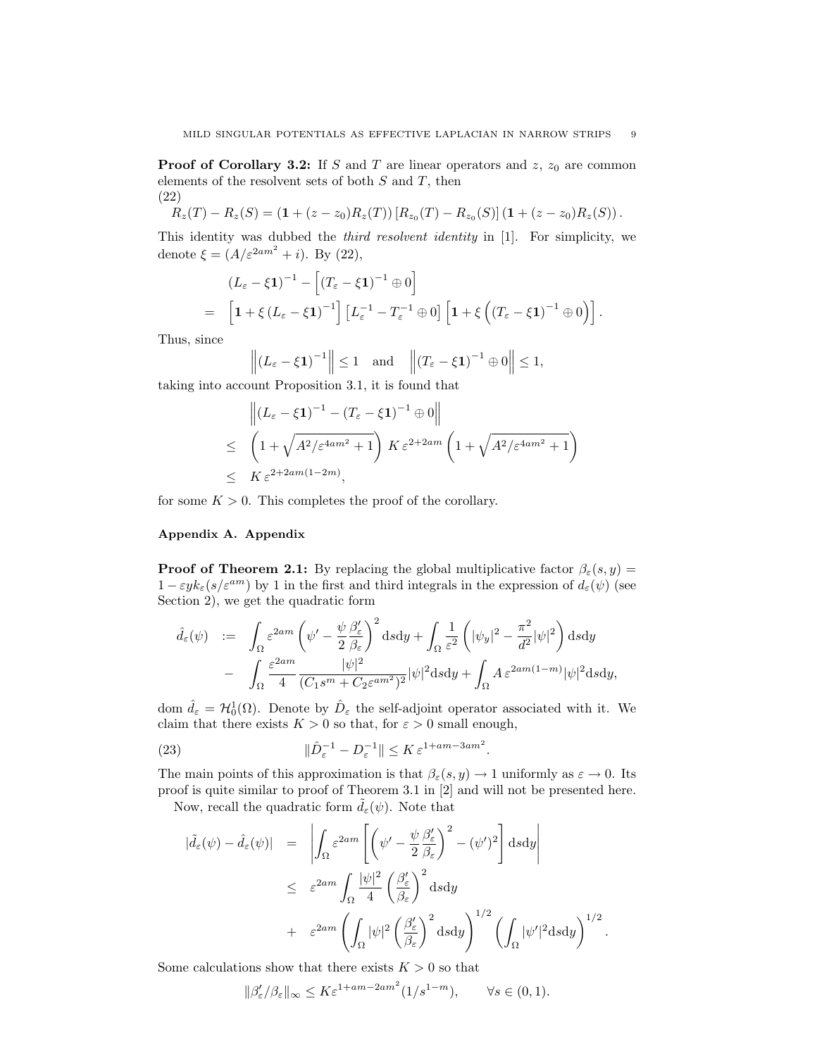**Proof of Corollary 3.2:** If $S$ and $T$ are linear operators and $z$, $z_0$ are common elements of the resolvent sets of both $S$ and $T$, then

(22)
$$R_z(T) - R_z(S) = (\mathbf{1} + (z - z_0)R_z(T))\left[R_{z_0}(T) - R_{z_0}(S)\right](\mathbf{1} + (z - z_0)R_z(S)).$$

This identity was dubbed the *third resolvent identity* in [1]. For simplicity, we denote $\xi = (A/\varepsilon^{2am^2} + i)$. By (22),

$$\begin{aligned}
&\left(L_\varepsilon - \xi\mathbf{1}\right)^{-1} - \left[\left(T_\varepsilon - \xi\mathbf{1}\right)^{-1} \oplus 0\right] \\
= \;& \left[\mathbf{1} + \xi\left(L_\varepsilon - \xi\mathbf{1}\right)^{-1}\right]\left[L_\varepsilon^{-1} - T_\varepsilon^{-1} \oplus 0\right]\left[\mathbf{1} + \xi\left(\left(T_\varepsilon - \xi\mathbf{1}\right)^{-1} \oplus 0\right)\right].
\end{aligned}$$

Thus, since

$$\left\|\left(L_\varepsilon - \xi\mathbf{1}\right)^{-1}\right\| \leq 1 \quad \text{and} \quad \left\|\left(T_\varepsilon - \xi\mathbf{1}\right)^{-1} \oplus 0\right\| \leq 1,$$

taking into account Proposition 3.1, it is found that

$$\begin{aligned}
&\left\|\left(L_\varepsilon - \xi\mathbf{1}\right)^{-1} - \left(T_\varepsilon - \xi\mathbf{1}\right)^{-1} \oplus 0\right\| \\
\leq \;& \left(1 + \sqrt{A^2/\varepsilon^{4am^2} + 1}\right) K\,\varepsilon^{2+2am}\left(1 + \sqrt{A^2/\varepsilon^{4am^2} + 1}\right) \\
\leq \;& K\,\varepsilon^{2+2am(1-2m)},
\end{aligned}$$

for some $K > 0$. This completes the proof of the corollary.

## Appendix A. Appendix

**Proof of Theorem 2.1:** By replacing the global multiplicative factor $\beta_\varepsilon(s, y) = 1 - \varepsilon y k_\varepsilon(s/\varepsilon^{am})$ by 1 in the first and third integrals in the expression of $d_\varepsilon(\psi)$ (see Section 2), we get the quadratic form

$$\begin{aligned}
\hat{d}_\varepsilon(\psi) \;:=\; & \int_\Omega \varepsilon^{2am}\left(\psi' - \frac{\psi}{2}\frac{\beta_\varepsilon'}{\beta_\varepsilon}\right)^2 \mathrm{d}s\mathrm{d}y + \int_\Omega \frac{1}{\varepsilon^2}\left(|\psi_y|^2 - \frac{\pi^2}{d^2}|\psi|^2\right)\mathrm{d}s\mathrm{d}y \\
- \;& \int_\Omega \frac{\varepsilon^{2am}}{4}\frac{|\psi|^2}{(C_1 s^m + C_2\varepsilon^{am^2})^2}|\psi|^2 \mathrm{d}s\mathrm{d}y + \int_\Omega A\,\varepsilon^{2am(1-m)}|\psi|^2 \mathrm{d}s\mathrm{d}y,
\end{aligned}$$

dom $\hat{d}_\varepsilon = \mathcal{H}_0^1(\Omega)$. Denote by $\hat{D}_\varepsilon$ the self-adjoint operator associated with it. We claim that there exists $K > 0$ so that, for $\varepsilon > 0$ small enough,

$$\|\hat{D}_\varepsilon^{-1} - D_\varepsilon^{-1}\| \leq K\,\varepsilon^{1+am-3am^2}. \tag{23}$$

The main points of this approximation is that $\beta_\varepsilon(s, y) \to 1$ uniformly as $\varepsilon \to 0$. Its proof is quite similar to proof of Theorem 3.1 in [2] and will not be presented here.

Now, recall the quadratic form $\tilde{d}_\varepsilon(\psi)$. Note that

$$\begin{aligned}
|\tilde{d}_\varepsilon(\psi) - \hat{d}_\varepsilon(\psi)| \;=\; & \left|\int_\Omega \varepsilon^{2am}\left[\left(\psi' - \frac{\psi}{2}\frac{\beta_\varepsilon'}{\beta_\varepsilon}\right)^2 - (\psi')^2\right]\mathrm{d}s\mathrm{d}y\right| \\
\leq \;& \varepsilon^{2am}\int_\Omega \frac{|\psi|^2}{4}\left(\frac{\beta_\varepsilon'}{\beta_\varepsilon}\right)^2 \mathrm{d}s\mathrm{d}y \\
+ \;& \varepsilon^{2am}\left(\int_\Omega |\psi|^2\left(\frac{\beta_\varepsilon'}{\beta_\varepsilon}\right)^2 \mathrm{d}s\mathrm{d}y\right)^{1/2}\left(\int_\Omega |\psi'|^2 \mathrm{d}s\mathrm{d}y\right)^{1/2}.
\end{aligned}$$

Some calculations show that there exists $K > 0$ so that

$$\|\beta_\varepsilon'/\beta_\varepsilon\|_\infty \leq K\varepsilon^{1+am-2am^2}(1/s^{1-m}), \qquad \forall s \in (0, 1).$$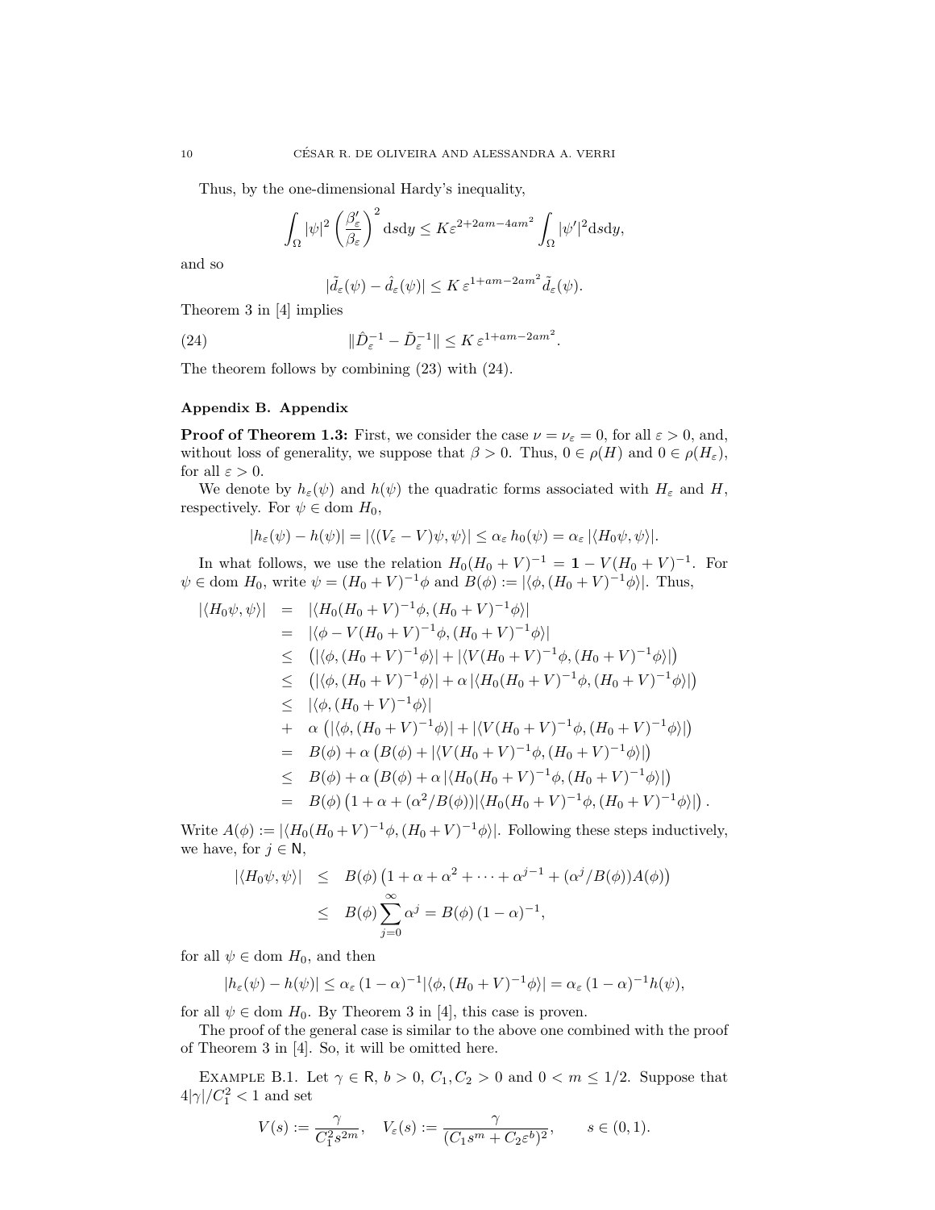Thus, by the one-dimensional Hardy's inequality,

$$\int_\Omega |\psi|^2 \left(\frac{\beta_\varepsilon'}{\beta_\varepsilon}\right)^2 \mathrm{d}s\mathrm{d}y \le K\varepsilon^{2+2am-4am^2}\int_\Omega |\psi'|^2 \mathrm{d}s\mathrm{d}y,$$

and so

$$|\tilde{d}_\varepsilon(\psi) - \hat{d}_\varepsilon(\psi)| \le K\,\varepsilon^{1+am-2am^2}\,\tilde{d}_\varepsilon(\psi).$$

Theorem 3 in [4] implies

$$\|\hat{D}_\varepsilon^{-1} - \tilde{D}_\varepsilon^{-1}\| \le K\,\varepsilon^{1+am-2am^2}. \tag{24}$$

The theorem follows by combining (23) with (24).

## Appendix B. Appendix

**Proof of Theorem 1.3:** First, we consider the case $\nu = \nu_\varepsilon = 0$, for all $\varepsilon > 0$, and, without loss of generality, we suppose that $\beta > 0$. Thus, $0 \in \rho(H)$ and $0 \in \rho(H_\varepsilon)$, for all $\varepsilon > 0$.

We denote by $h_\varepsilon(\psi)$ and $h(\psi)$ the quadratic forms associated with $H_\varepsilon$ and $H$, respectively. For $\psi \in \mathrm{dom}\ H_0$,

$$|h_\varepsilon(\psi) - h(\psi)| = |\langle (V_\varepsilon - V)\psi, \psi\rangle| \le \alpha_\varepsilon\, h_0(\psi) = \alpha_\varepsilon\, |\langle H_0\psi, \psi\rangle|.$$

In what follows, we use the relation $H_0(H_0+V)^{-1} = \mathbf{1} - V(H_0+V)^{-1}$. For $\psi \in \mathrm{dom}\ H_0$, write $\psi = (H_0+V)^{-1}\phi$ and $B(\phi) := |\langle \phi, (H_0+V)^{-1}\phi\rangle|$. Thus,

$$\begin{aligned}
|\langle H_0\psi,\psi\rangle| &= |\langle H_0(H_0+V)^{-1}\phi, (H_0+V)^{-1}\phi\rangle| \\
&= |\langle \phi - V(H_0+V)^{-1}\phi, (H_0+V)^{-1}\phi\rangle| \\
&\le \left(|\langle \phi, (H_0+V)^{-1}\phi\rangle| + |\langle V(H_0+V)^{-1}\phi, (H_0+V)^{-1}\phi\rangle|\right) \\
&\le \left(|\langle \phi, (H_0+V)^{-1}\phi\rangle| + \alpha\,|\langle H_0(H_0+V)^{-1}\phi, (H_0+V)^{-1}\phi\rangle|\right) \\
&\le |\langle \phi, (H_0+V)^{-1}\phi\rangle| \\
&+ \ \alpha\left(|\langle \phi, (H_0+V)^{-1}\phi\rangle| + |\langle V(H_0+V)^{-1}\phi, (H_0+V)^{-1}\phi\rangle|\right) \\
&= B(\phi) + \alpha\left(B(\phi) + |\langle V(H_0+V)^{-1}\phi, (H_0+V)^{-1}\phi\rangle|\right) \\
&\le B(\phi) + \alpha\left(B(\phi) + \alpha\,|\langle H_0(H_0+V)^{-1}\phi, (H_0+V)^{-1}\phi\rangle|\right) \\
&= B(\phi)\left(1 + \alpha + (\alpha^2/B(\phi))|\langle H_0(H_0+V)^{-1}\phi, (H_0+V)^{-1}\phi\rangle|\right).
\end{aligned}$$

Write $A(\phi) := |\langle H_0(H_0+V)^{-1}\phi, (H_0+V)^{-1}\phi\rangle|$. Following these steps inductively, we have, for $j \in \mathsf{N}$,

$$\begin{aligned}
|\langle H_0\psi,\psi\rangle| &\le B(\phi)\left(1 + \alpha + \alpha^2 + \cdots + \alpha^{j-1} + (\alpha^j/B(\phi))A(\phi)\right) \\
&\le B(\phi)\sum_{j=0}^{\infty}\alpha^j = B(\phi)\,(1-\alpha)^{-1},
\end{aligned}$$

for all $\psi \in \mathrm{dom}\ H_0$, and then

$$|h_\varepsilon(\psi) - h(\psi)| \le \alpha_\varepsilon\,(1-\alpha)^{-1}|\langle \phi, (H_0+V)^{-1}\phi\rangle| = \alpha_\varepsilon\,(1-\alpha)^{-1}h(\psi),$$

for all $\psi \in \mathrm{dom}\ H_0$. By Theorem 3 in [4], this case is proven.

The proof of the general case is similar to the above one combined with the proof of Theorem 3 in [4]. So, it will be omitted here.

Example B.1. Let $\gamma \in \mathsf{R}$, $b > 0$, $C_1, C_2 > 0$ and $0 < m \le 1/2$. Suppose that $4|\gamma|/C_1^2 < 1$ and set

$$V(s) := \frac{\gamma}{C_1^2 s^{2m}}, \quad V_\varepsilon(s) := \frac{\gamma}{(C_1 s^m + C_2\varepsilon^b)^2}, \qquad s \in (0,1).$$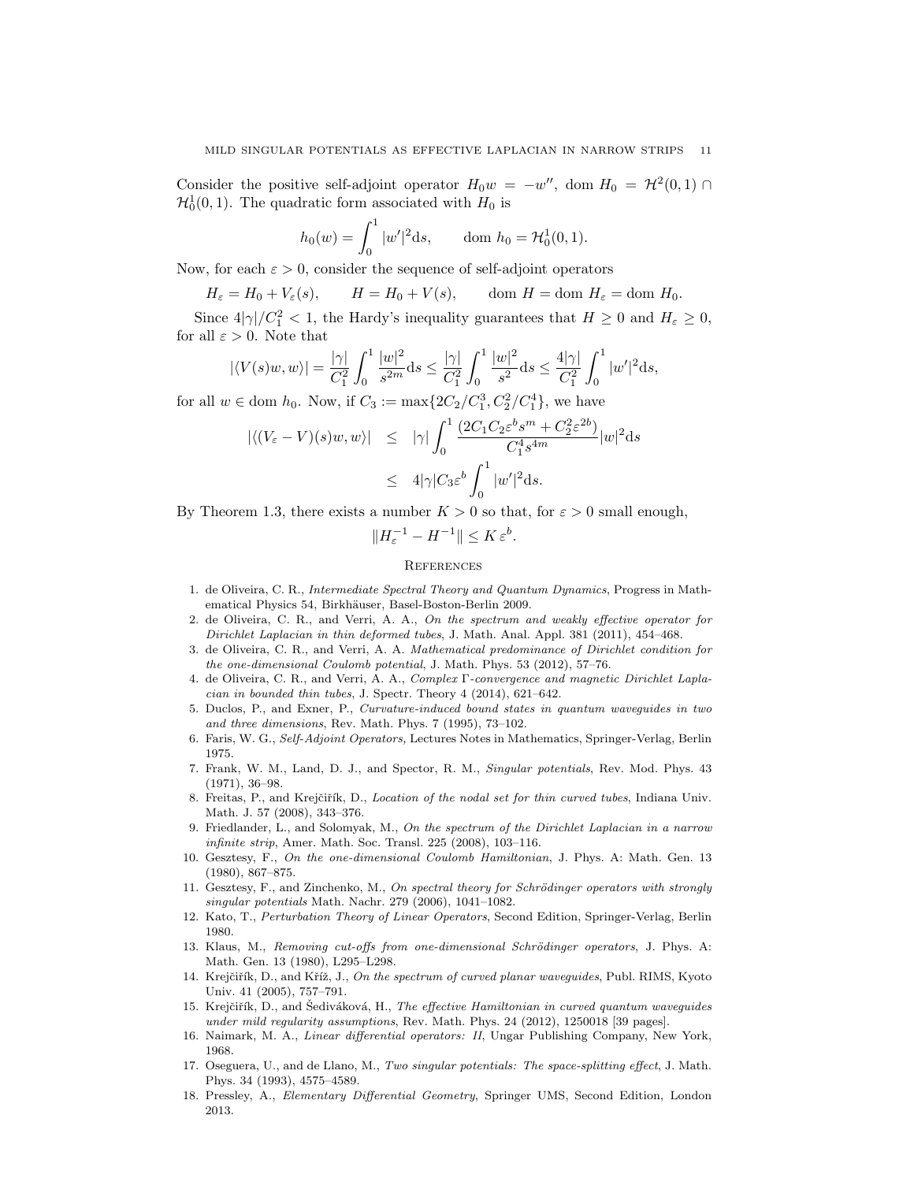Consider the positive self-adjoint operator $H_0 w = -w''$, dom $H_0 = \mathcal{H}^2(0,1) \cap \mathcal{H}^1_0(0,1)$. The quadratic form associated with $H_0$ is

$$h_0(w) = \int_0^1 |w'|^2 \mathrm{d}s, \qquad \text{dom } h_0 = \mathcal{H}^1_0(0,1).$$

Now, for each $\varepsilon > 0$, consider the sequence of self-adjoint operators

$$H_\varepsilon = H_0 + V_\varepsilon(s), \qquad H = H_0 + V(s), \qquad \text{dom } H = \text{dom } H_\varepsilon = \text{dom } H_0.$$

Since $4|\gamma|/C_1^2 < 1$, the Hardy's inequality guarantees that $H \geq 0$ and $H_\varepsilon \geq 0$, for all $\varepsilon > 0$. Note that

$$|\langle V(s)w, w\rangle| = \frac{|\gamma|}{C_1^2} \int_0^1 \frac{|w|^2}{s^{2m}} \mathrm{d}s \leq \frac{|\gamma|}{C_1^2} \int_0^1 \frac{|w|^2}{s^2} \mathrm{d}s \leq \frac{4|\gamma|}{C_1^2} \int_0^1 |w'|^2 \mathrm{d}s,$$

for all $w \in \text{dom } h_0$. Now, if $C_3 := \max\{2C_2/C_1^3, C_2^2/C_1^4\}$, we have

$$\begin{aligned} |\langle (V_\varepsilon - V)(s)w, w\rangle| &\leq |\gamma| \int_0^1 \frac{(2C_1 C_2 \varepsilon^b s^m + C_2^2 \varepsilon^{2b})}{C_1^4 s^{4m}} |w|^2 \mathrm{d}s \\ &\leq 4|\gamma| C_3 \varepsilon^b \int_0^1 |w'|^2 \mathrm{d}s. \end{aligned}$$

By Theorem 1.3, there exists a number $K > 0$ so that, for $\varepsilon > 0$ small enough,

$$\|H_\varepsilon^{-1} - H^{-1}\| \leq K\, \varepsilon^b.$$

## References

1. de Oliveira, C. R., *Intermediate Spectral Theory and Quantum Dynamics*, Progress in Mathematical Physics 54, Birkhäuser, Basel-Boston-Berlin 2009.
2. de Oliveira, C. R., and Verri, A. A., *On the spectrum and weakly effective operator for Dirichlet Laplacian in thin deformed tubes*, J. Math. Anal. Appl. 381 (2011), 454–468.
3. de Oliveira, C. R., and Verri, A. A. *Mathematical predominance of Dirichlet condition for the one-dimensional Coulomb potential*, J. Math. Phys. 53 (2012), 57–76.
4. de Oliveira, C. R., and Verri, A. A., *Complex Γ-convergence and magnetic Dirichlet Laplacian in bounded thin tubes*, J. Spectr. Theory 4 (2014), 621–642.
5. Duclos, P., and Exner, P., *Curvature-induced bound states in quantum waveguides in two and three dimensions*, Rev. Math. Phys. 7 (1995), 73–102.
6. Faris, W. G., *Self-Adjoint Operators,* Lectures Notes in Mathematics, Springer-Verlag, Berlin 1975.
7. Frank, W. M., Land, D. J., and Spector, R. M., *Singular potentials*, Rev. Mod. Phys. 43 (1971), 36–98.
8. Freitas, P., and Krejčiřík, D., *Location of the nodal set for thin curved tubes*, Indiana Univ. Math. J. 57 (2008), 343–376.
9. Friedlander, L., and Solomyak, M., *On the spectrum of the Dirichlet Laplacian in a narrow infinite strip*, Amer. Math. Soc. Transl. 225 (2008), 103–116.
10. Gesztesy, F., *On the one-dimensional Coulomb Hamiltonian*, J. Phys. A: Math. Gen. 13 (1980), 867–875.
11. Gesztesy, F., and Zinchenko, M., *On spectral theory for Schrödinger operators with strongly singular potentials* Math. Nachr. 279 (2006), 1041–1082.
12. Kato, T., *Perturbation Theory of Linear Operators*, Second Edition, Springer-Verlag, Berlin 1980.
13. Klaus, M., *Removing cut-offs from one-dimensional Schrödinger operators*, J. Phys. A: Math. Gen. 13 (1980), L295–L298.
14. Krejčiřík, D., and Kříž, J., *On the spectrum of curved planar waveguides*, Publ. RIMS, Kyoto Univ. 41 (2005), 757–791.
15. Krejčiřík, D., and Šediváková, H., *The effective Hamiltonian in curved quantum waveguides under mild regularity assumptions*, Rev. Math. Phys. 24 (2012), 1250018 [39 pages].
16. Naimark, M. A., *Linear differential operators: II*, Ungar Publishing Company, New York, 1968.
17. Oseguera, U., and de Llano, M., *Two singular potentials: The space-splitting effect*, J. Math. Phys. 34 (1993), 4575–4589.
18. Pressley, A., *Elementary Differential Geometry*, Springer UMS, Second Edition, London 2013.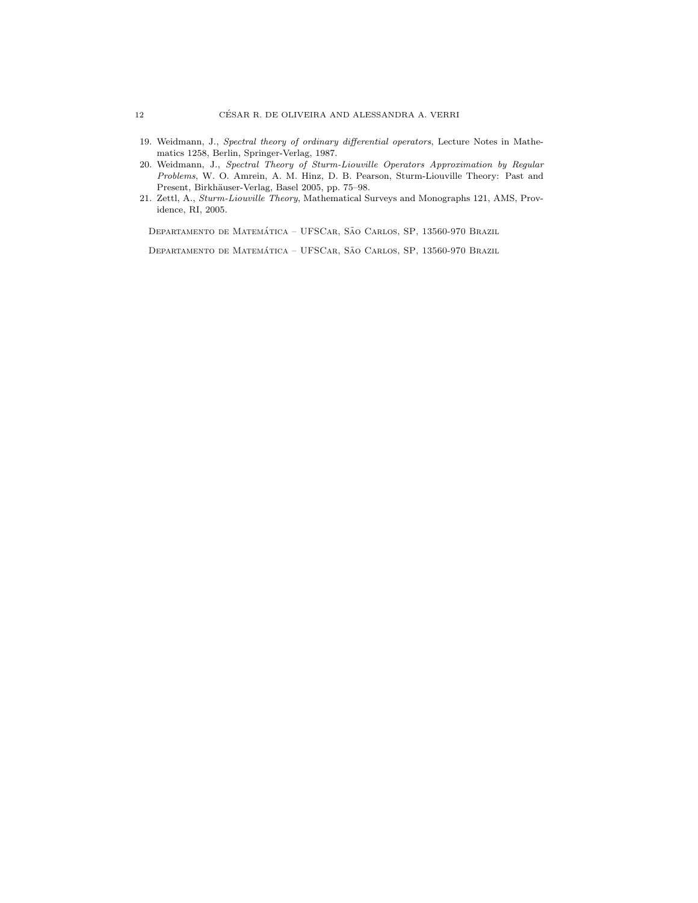19. Weidmann, J., *Spectral theory of ordinary differential operators*, Lecture Notes in Mathematics 1258, Berlin, Springer-Verlag, 1987.
20. Weidmann, J., *Spectral Theory of Sturm-Liouville Operators Approximation by Regular Problems*, W. O. Amrein, A. M. Hinz, D. B. Pearson, Sturm-Liouville Theory: Past and Present, Birkhäuser-Verlag, Basel 2005, pp. 75–98.
21. Zettl, A., *Sturm-Liouville Theory*, Mathematical Surveys and Monographs 121, AMS, Providence, RI, 2005.

Departamento de Matemática – UFSCar, São Carlos, SP, 13560-970 Brazil

Departamento de Matemática – UFSCar, São Carlos, SP, 13560-970 Brazil